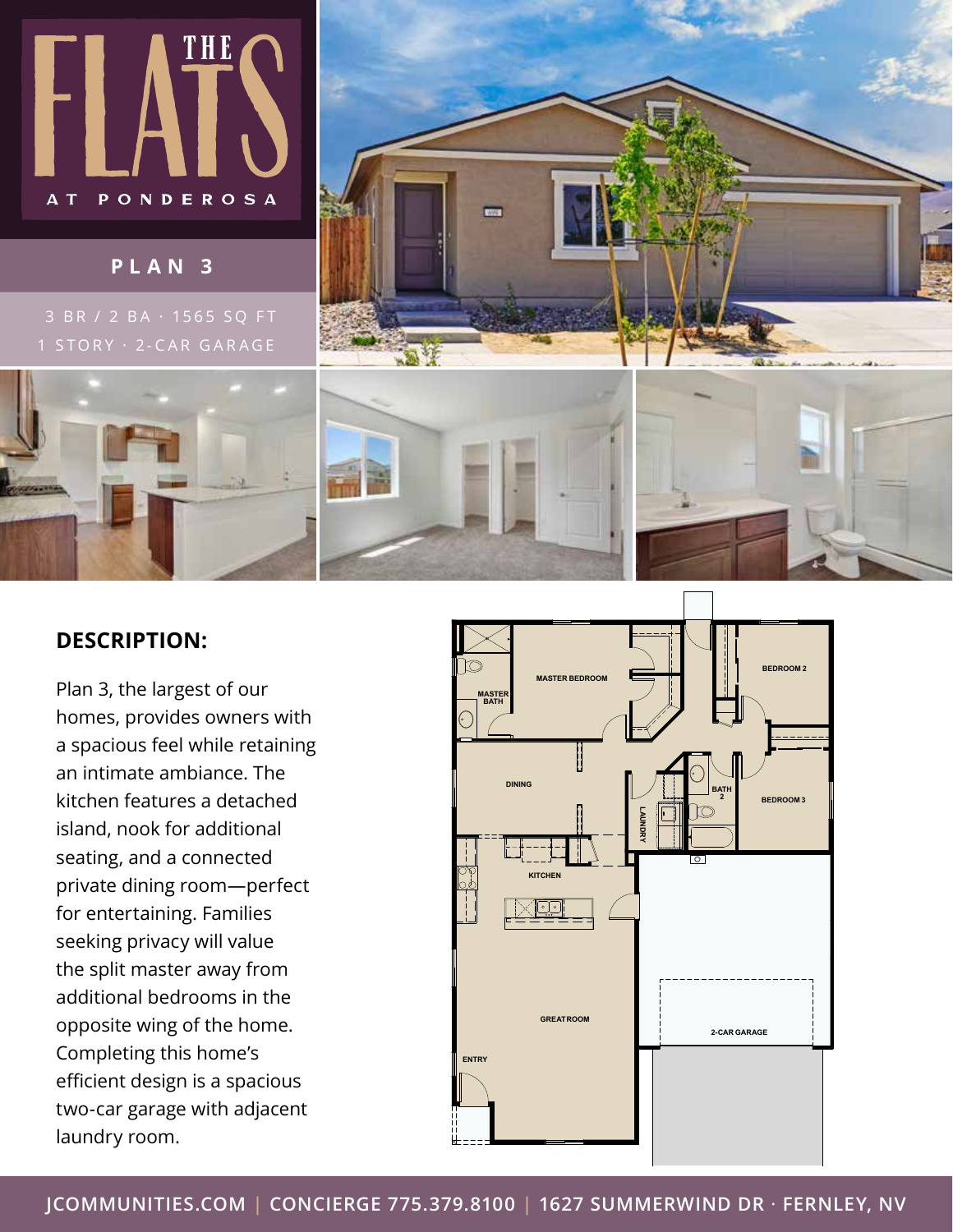# THE FLATS AT PONDEROSA

## PLAN 3

3 BR / 2 BA · 1565 SQ FT
1 STORY · 2-CAR GARAGE

### DESCRIPTION:

Plan 3, the largest of our homes, provides owners with a spacious feel while retaining an intimate ambiance. The kitchen features a detached island, nook for additional seating, and a connected private dining room—perfect for entertaining. Families seeking privacy will value the split master away from additional bedrooms in the opposite wing of the home. Completing this home's efficient design is a spacious two-car garage with adjacent laundry room.

MASTER BEDROOM
MASTER BATH
BEDROOM 2
BEDROOM 3
BATH 2
DINING
LAUNDRY
KITCHEN
GREAT ROOM
ENTRY
2-CAR GARAGE

JCOMMUNITIES.COM | CONCIERGE 775.379.8100 | 1627 SUMMERWIND DR · FERNLEY, NV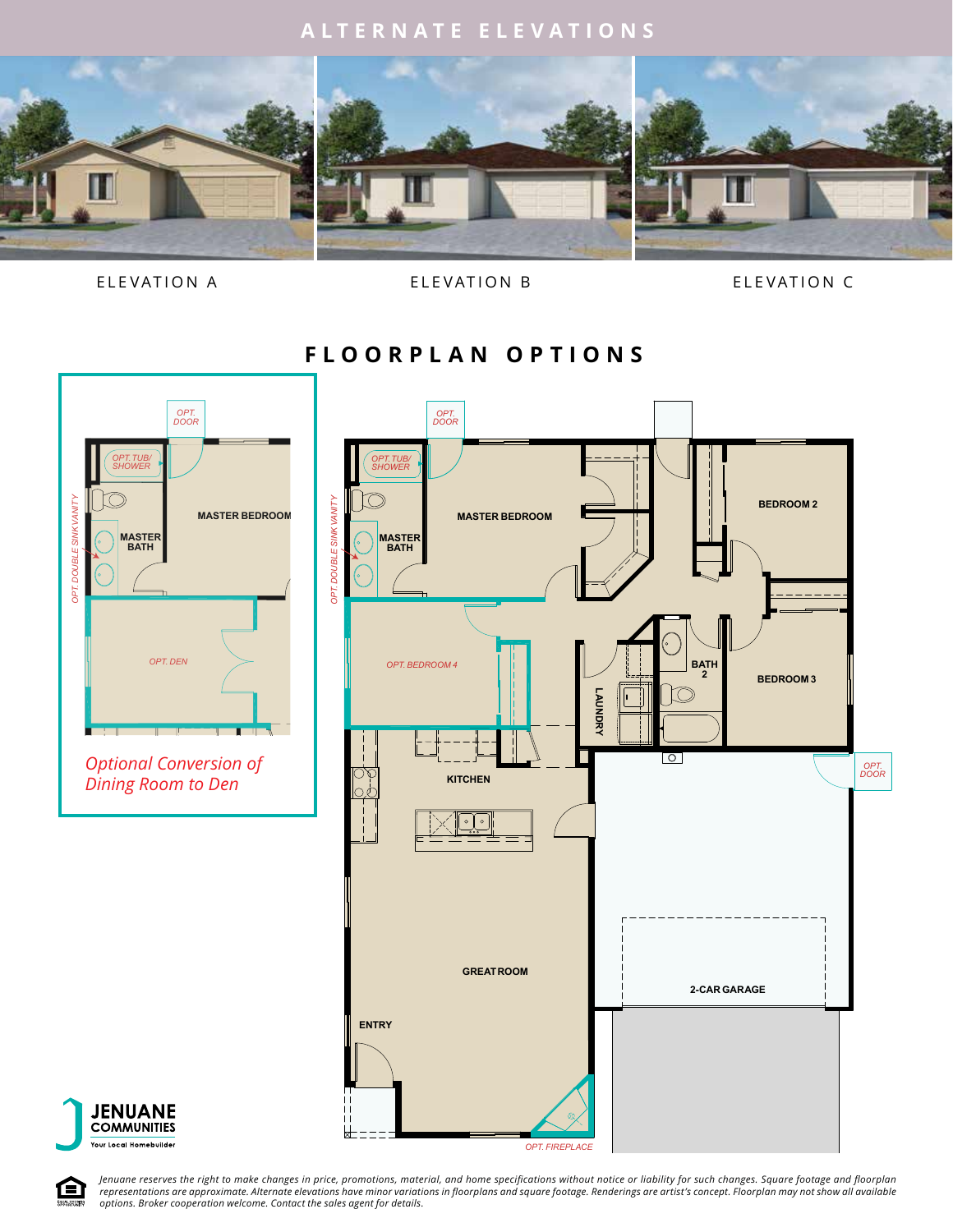# ALTERNATE ELEVATIONS

ELEVATION A

ELEVATION B

ELEVATION C

# FLOORPLAN OPTIONS

OPT. DOOR

OPT. TUB/ SHOWER

OPT. DOUBLE SINK VANITY

MASTER BATH

MASTER BEDROOM

OPT. DEN

*Optional Conversion of Dining Room to Den*

OPT. DOOR

OPT. TUB/ SHOWER

OPT. DOUBLE SINK VANITY

MASTER BATH

MASTER BEDROOM

BEDROOM 2

OPT. BEDROOM 4

LAUNDRY

BATH 2

BEDROOM 3

KITCHEN

OPT. DOOR

GREAT ROOM

2-CAR GARAGE

ENTRY

OPT. FIREPLACE

JENUANE COMMUNITIES
Your Local Homebuilder

*Jenuane reserves the right to make changes in price, promotions, material, and home specifications without notice or liability for such changes. Square footage and floorplan representations are approximate. Alternate elevations have minor variations in floorplans and square footage. Renderings are artist's concept. Floorplan may not show all available options. Broker cooperation welcome. Contact the sales agent for details.*